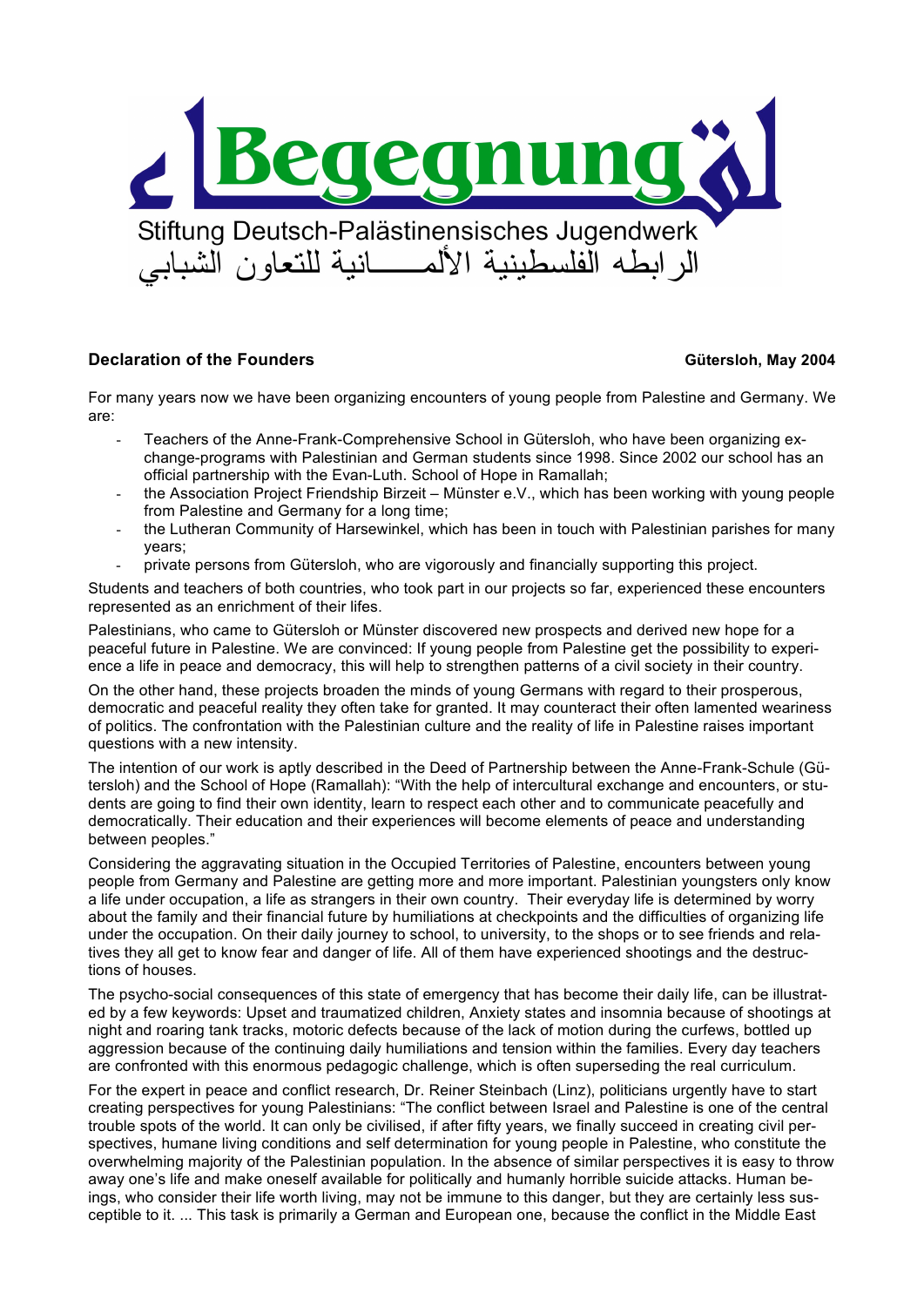# Begegnung

Stiftung Deutsch-Palästinensisches Jugendwerk

الرابطه الفلسطينية الألمـــــانية للتعاون الشبابي

**Declaration of the Founders** **Gütersloh, May 2004**

For many years now we have been organizing encounters of young people from Palestine and Germany. We are:

- Teachers of the Anne-Frank-Comprehensive School in Gütersloh, who have been organizing exchange-programs with Palestinian and German students since 1998. Since 2002 our school has an official partnership with the Evan-Luth. School of Hope in Ramallah;
- the Association Project Friendship Birzeit – Münster e.V., which has been working with young people from Palestine and Germany for a long time;
- the Lutheran Community of Harsewinkel, which has been in touch with Palestinian parishes for many years;
- private persons from Gütersloh, who are vigorously and financially supporting this project.

Students and teachers of both countries, who took part in our projects so far, experienced these encounters represented as an enrichment of their lifes.

Palestinians, who came to Gütersloh or Münster discovered new prospects and derived new hope for a peaceful future in Palestine. We are convinced: If young people from Palestine get the possibility to experience a life in peace and democracy, this will help to strengthen patterns of a civil society in their country.

On the other hand, these projects broaden the minds of young Germans with regard to their prosperous, democratic and peaceful reality they often take for granted. It may counteract their often lamented weariness of politics. The confrontation with the Palestinian culture and the reality of life in Palestine raises important questions with a new intensity.

The intention of our work is aptly described in the Deed of Partnership between the Anne-Frank-Schule (Gütersloh) and the School of Hope (Ramallah): "With the help of intercultural exchange and encounters, our students are going to find their own identity, learn to respect each other and to communicate peacefully and democratically. Their education and their experiences will become elements of peace and understanding between peoples."

Considering the aggravating situation in the Occupied Territories of Palestine, encounters between young people from Germany and Palestine are getting more and more important. Palestinian youngsters only know a life under occupation, a life as strangers in their own country. Their everyday life is determined by worry about the family and their financial future by humiliations at checkpoints and the difficulties of organizing life under the occupation. On their daily journey to school, to university, to the shops or to see friends and relatives they all get to know fear and danger of life. All of them have experienced shootings and the destructions of houses.

The psycho-social consequences of this state of emergency that has become their daily life, can be illustrated by a few keywords: Upset and traumatized children, Anxiety states and insomnia because of shootings at night and roaring tank tracks, motoric defects because of the lack of motion during the curfews, bottled up aggression because of the continuing daily humiliations and tension within the families. Every day teachers are confronted with this enormous pedagogic challenge, which is often superseding the real curriculum.

For the expert in peace and conflict research, Dr. Reiner Steinbach (Linz), politicians urgently have to start creating perspectives for young Palestinians: "The conflict between Israel and Palestine is one of the central trouble spots of the world. It can only be civilised, if after fifty years, we finally succeed in creating civil perspectives, humane living conditions and self determination for young people in Palestine, who constitute the overwhelming majority of the Palestinian population. In the absence of similar perspectives it is easy to throw away one's life and make oneself available for politically and humanly horrible suicide attacks. Human beings, who consider their life worth living, may not be immune to this danger, but they are certainly less susceptible to it. ... This task is primarily a German and European one, because the conflict in the Middle East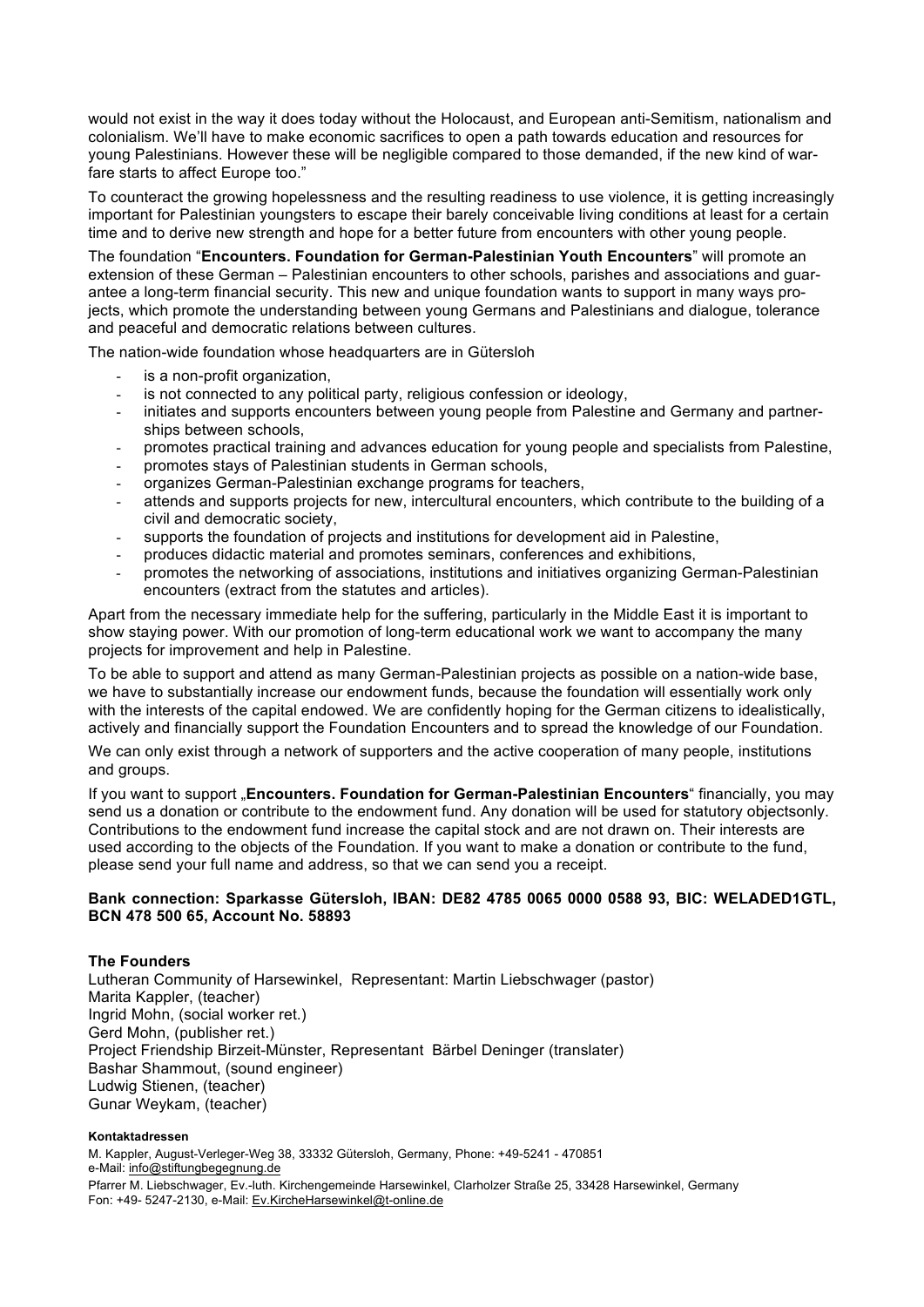would not exist in the way it does today without the Holocaust, and European anti-Semitism, nationalism and colonialism. We'll have to make economic sacrifices to open a path towards education and resources for young Palestinians. However these will be negligible compared to those demanded, if the new kind of warfare starts to affect Europe too."

To counteract the growing hopelessness and the resulting readiness to use violence, it is getting increasingly important for Palestinian youngsters to escape their barely conceivable living conditions at least for a certain time and to derive new strength and hope for a better future from encounters with other young people.

The foundation "**Encounters. Foundation for German-Palestinian Youth Encounters**" will promote an extension of these German – Palestinian encounters to other schools, parishes and associations and guarantee a long-term financial security. This new and unique foundation wants to support in many ways projects, which promote the understanding between young Germans and Palestinians and dialogue, tolerance and peaceful and democratic relations between cultures.

The nation-wide foundation whose headquarters are in Gütersloh

- is a non-profit organization,
- is not connected to any political party, religious confession or ideology,
- initiates and supports encounters between young people from Palestine and Germany and partnerships between schools,
- promotes practical training and advances education for young people and specialists from Palestine,
- promotes stays of Palestinian students in German schools,
- organizes German-Palestinian exchange programs for teachers,
- attends and supports projects for new, intercultural encounters, which contribute to the building of a civil and democratic society,
- supports the foundation of projects and institutions for development aid in Palestine,
- produces didactic material and promotes seminars, conferences and exhibitions,
- promotes the networking of associations, institutions and initiatives organizing German-Palestinian encounters (extract from the statutes and articles).

Apart from the necessary immediate help for the suffering, particularly in the Middle East it is important to show staying power. With our promotion of long-term educational work we want to accompany the many projects for improvement and help in Palestine.

To be able to support and attend as many German-Palestinian projects as possible on a nation-wide base, we have to substantially increase our endowment funds, because the foundation will essentially work only with the interests of the capital endowed. We are confidently hoping for the German citizens to idealistically, actively and financially support the Foundation Encounters and to spread the knowledge of our Foundation.

We can only exist through a network of supporters and the active cooperation of many people, institutions and groups.

If you want to support „**Encounters. Foundation for German-Palestinian Encounters**" financially, you may send us a donation or contribute to the endowment fund. Any donation will be used for statutory objectsonly. Contributions to the endowment fund increase the capital stock and are not drawn on. Their interests are used according to the objects of the Foundation. If you want to make a donation or contribute to the fund, please send your full name and address, so that we can send you a receipt.

**Bank connection: Sparkasse Gütersloh, IBAN: DE82 4785 0065 0000 0588 93, BIC: WELADED1GTL, BCN 478 500 65, Account No. 58893**

**The Founders**

Lutheran Community of Harsewinkel, Representant: Martin Liebschwager (pastor)
Marita Kappler, (teacher)
Ingrid Mohn, (social worker ret.)
Gerd Mohn, (publisher ret.)
Project Friendship Birzeit-Münster, Representant Bärbel Deninger (translater)
Bashar Shammout, (sound engineer)
Ludwig Stienen, (teacher)
Gunar Weykam, (teacher)

**Kontaktadressen**

M. Kappler, August-Verleger-Weg 38, 33332 Gütersloh, Germany, Phone: +49-5241 - 470851
e-Mail: info@stiftungbegegnung.de
Pfarrer M. Liebschwager, Ev.-luth. Kirchengemeinde Harsewinkel, Clarholzer Straße 25, 33428 Harsewinkel, Germany
Fon: +49- 5247-2130, e-Mail: Ev.KircheHarsewinkel@t-online.de